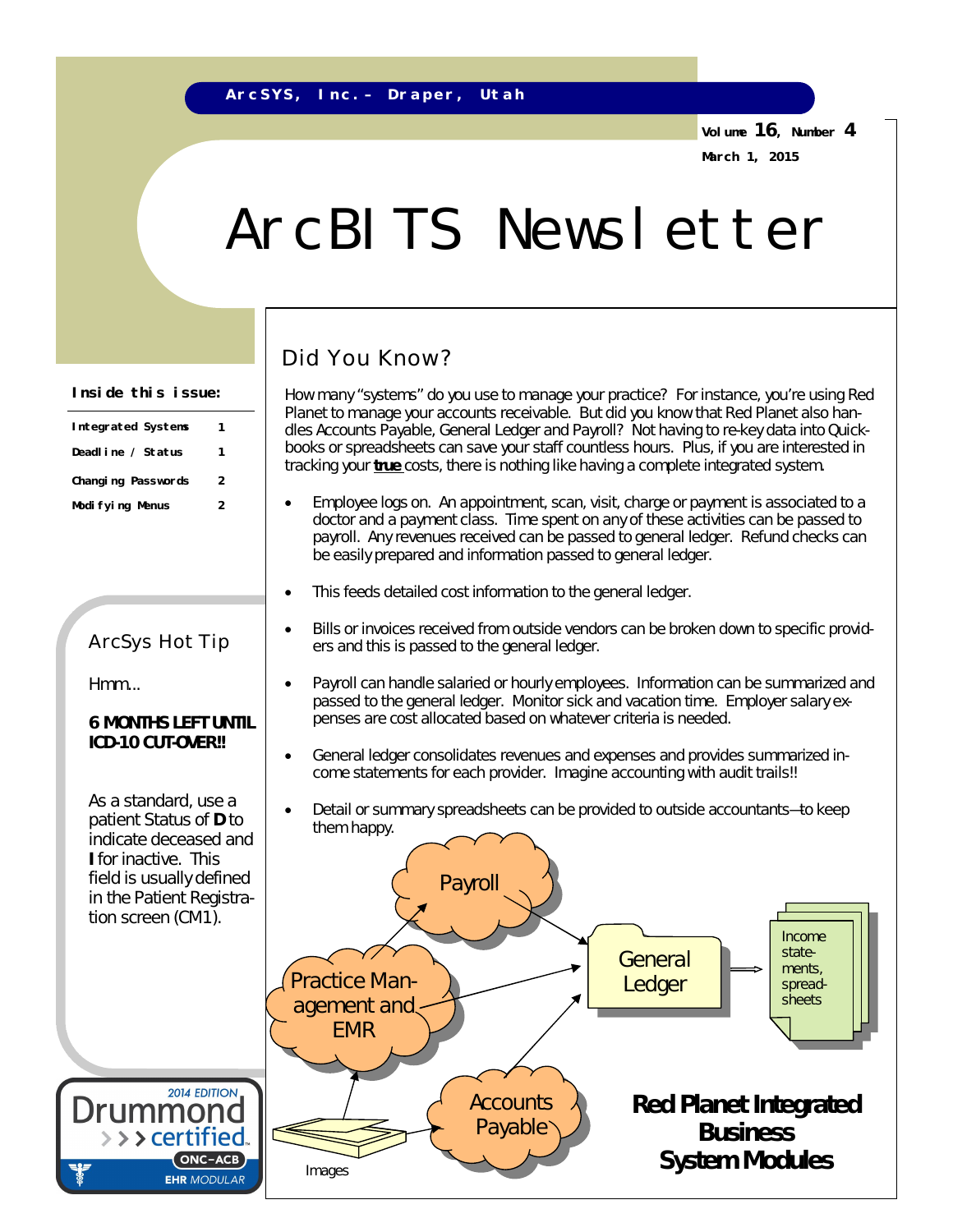ArcSYS, Inc.– Draper, Utah

Volume 16, Number 4

March 1, 2015

# ArcBITS Newsletter

**Inside this issue:**

| | |
|---|---|
| Integrated Systems | 1 |
| Deadline / Status | 1 |
| Changing Passwords | 2 |
| Modifying Menus | 2 |

## Did You Know?

How many "systems" do you use to manage your practice? For instance, you're using Red Planet to manage your accounts receivable. But did you know that Red Planet also handles Accounts Payable, General Ledger and Payroll? Not having to re-key data into Quickbooks or spreadsheets can save your staff countless hours. Plus, if you are interested in tracking your **true** costs, there is nothing like having a complete integrated system.

- Employee logs on. An appointment, scan, visit, charge or payment is associated to a doctor and a payment class. Time spent on any of these activities can be passed to payroll. Any revenues received can be passed to general ledger. Refund checks can be easily prepared and information passed to general ledger.
- This feeds detailed cost information to the general ledger.
- Bills or invoices received from outside vendors can be broken down to specific providers and this is passed to the general ledger.
- Payroll can handle salaried or hourly employees. Information can be summarized and passed to the general ledger. Monitor sick and vacation time. Employer salary expenses are cost allocated based on whatever criteria is needed.
- General ledger consolidates revenues and expenses and provides summarized income statements for each provider. Imagine accounting with audit trails!!
- Detail or summary spreadsheets can be provided to outside accountants—to keep them happy.

Payroll

Practice Management and EMR

General Ledger

Income statements, spreadsheets

Accounts Payable

Images

**Red Planet Integrated Business System Modules**

## ArcSys Hot Tip

Hmm...

**6 MONTHS LEFT UNTIL ICD-10 CUT-OVER!!**

As a standard, use a patient Status of **D** to indicate deceased and **I** for inactive. This field is usually defined in the Patient Registration screen (CM1).

2014 EDITION Drummond certified ONC-ACB EHR MODULAR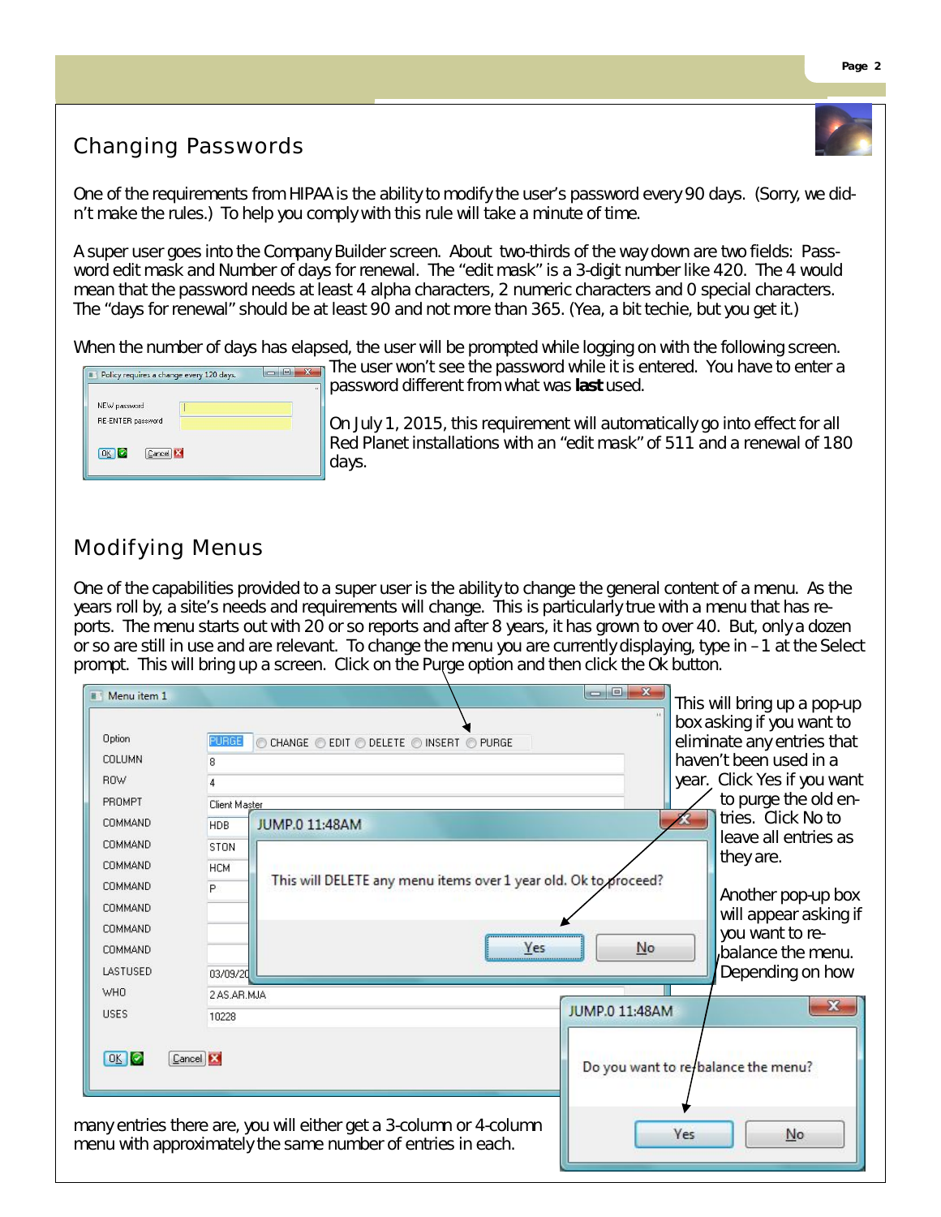## Changing Passwords

One of the requirements from HIPAA is the ability to modify the user's password every 90 days. (Sorry, we didn't make the rules.) To help you comply with this rule will take a minute of time.

A super user goes into the Company Builder screen. About two-thirds of the way down are two fields: Password edit mask and Number of days for renewal. The "edit mask" is a 3-digit number like 420. The 4 would mean that the password needs at least 4 alpha characters, 2 numeric characters and 0 special characters. The "days for renewal" should be at least 90 and not more than 365. (Yea, a bit techie, but you get it.)

When the number of days has elapsed, the user will be prompted while logging on with the following screen. The user won't see the password while it is entered. You have to enter a password different from what was **last** used.

On July 1, 2015, this requirement will automatically go into effect for all Red Planet installations with an "edit mask" of 511 and a renewal of 180 days.

## Modifying Menus

One of the capabilities provided to a super user is the ability to change the general content of a menu. As the years roll by, a site's needs and requirements will change. This is particularly true with a menu that has reports. The menu starts out with 20 or so reports and after 8 years, it has grown to over 40. But, only a dozen or so are still in use and are relevant. To change the menu you are currently displaying, type in –1 at the Select prompt. This will bring up a screen. Click on the Purge option and then click the Ok button.

This will bring up a pop-up box asking if you want to eliminate any entries that haven't been used in a year. Click Yes if you want to purge the old entries. Click No to leave all entries as they are.

Another pop-up box will appear asking if you want to re-balance the menu. Depending on how many entries there are, you will either get a 3-column or 4-column menu with approximately the same number of entries in each.